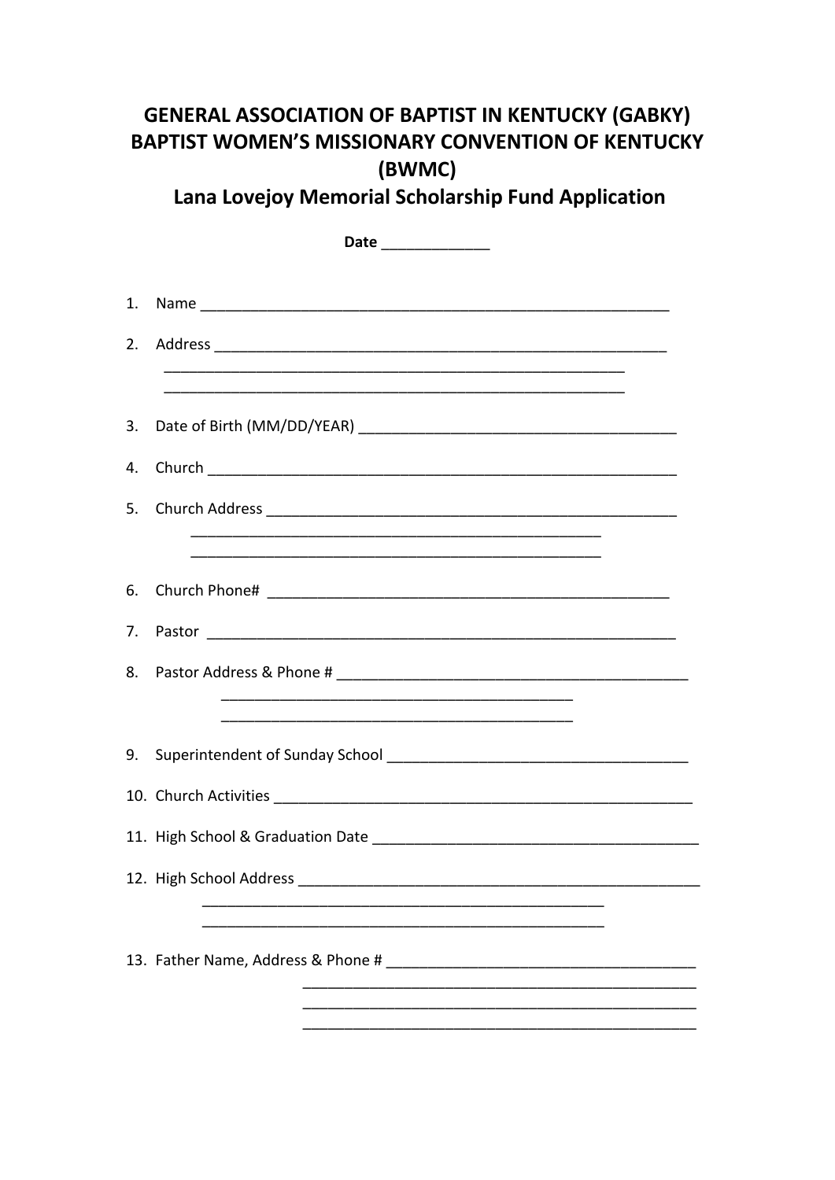# GENERAL ASSOCIATION OF BAPTIST IN KENTUCKY (GABKY)
# BAPTIST WOMEN'S MISSIONARY CONVENTION OF KENTUCKY (BWMC)
## Lana Lovejoy Memorial Scholarship Fund Application

**Date** _____________

1. Name ___________________________________________________________
2. Address _________________________________________________________
   ___________________________________________________________
   ___________________________________________________________
3. Date of Birth (MM/DD/YEAR) ________________________________________
4. Church ____________________________________________________________
5. Church Address ____________________________________________________
   ___________________________________________________
   ___________________________________________________
6. Church Phone# ___________________________________________________
7. Pastor ___________________________________________________________
8. Pastor Address & Phone # ____________________________________________
   ____________________________________________
   ____________________________________________
9. Superintendent of Sunday School _____________________________________
10. Church Activities ____________________________________________________
11. High School & Graduation Date ________________________________________
12. High School Address __________________________________________________
    ___________________________________________________
    ___________________________________________________
13. Father Name, Address & Phone # ______________________________________
    _________________________________________________
    _________________________________________________
    _________________________________________________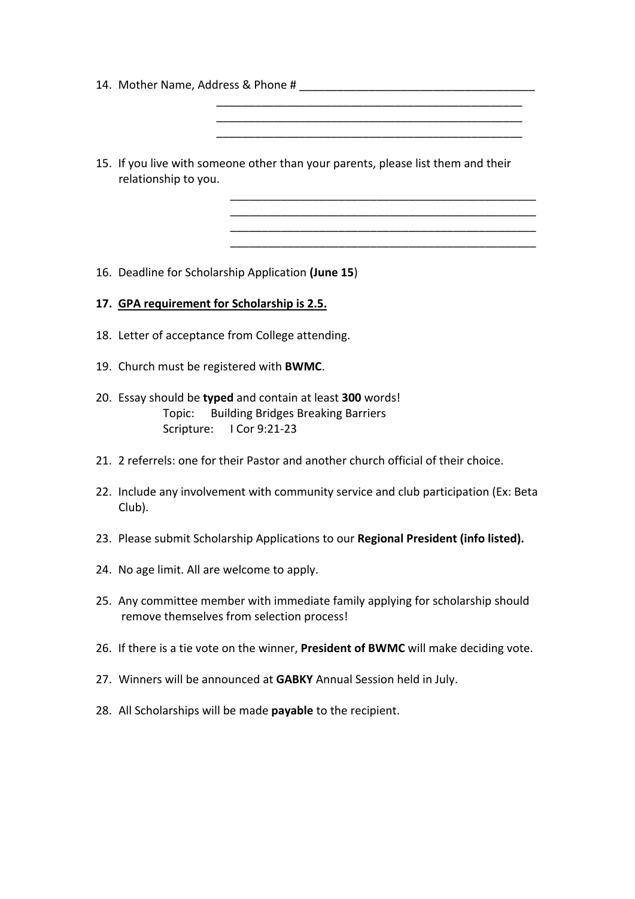14. Mother Name, Address & Phone # ____________________________________
    ______________________________________________
    ______________________________________________
    ______________________________________________

15. If you live with someone other than your parents, please list them and their relationship to you.
    ______________________________________________
    ______________________________________________
    ______________________________________________
    ______________________________________________

16. Deadline for Scholarship Application **(June 15**)

17. **<u>GPA requirement for Scholarship is 2.5.</u>**

18. Letter of acceptance from College attending.

19. Church must be registered with **BWMC**.

20. Essay should be **typed** and contain at least **300** words!
    Topic: Building Bridges Breaking Barriers
    Scripture: I Cor 9:21-23

21. 2 referrels: one for their Pastor and another church official of their choice.

22. Include any involvement with community service and club participation (Ex: Beta Club).

23. Please submit Scholarship Applications to our **Regional President (info listed).**

24. No age limit. All are welcome to apply.

25. Any committee member with immediate family applying for scholarship should remove themselves from selection process!

26. If there is a tie vote on the winner, **President of BWMC** will make deciding vote.

27. Winners will be announced at **GABKY** Annual Session held in July.

28. All Scholarships will be made **payable** to the recipient.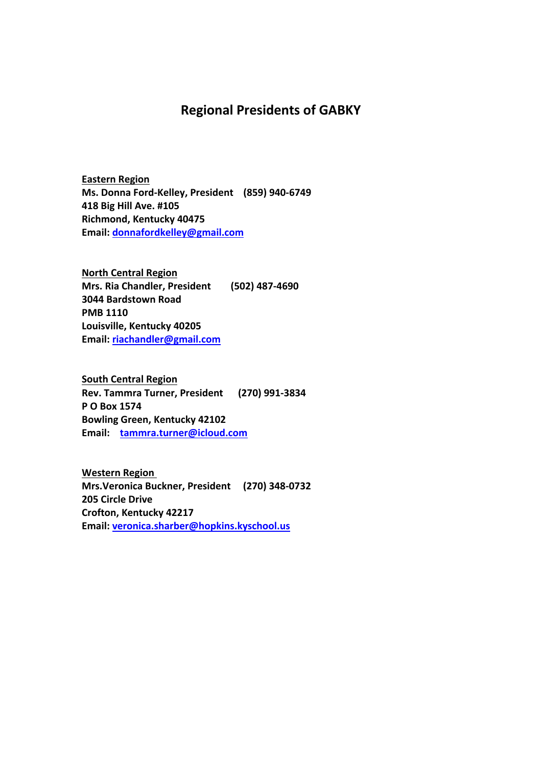# Regional Presidents of GABKY

**<u>Eastern Region</u>**
**Ms. Donna Ford-Kelley, President (859) 940-6749**
**418 Big Hill Ave. #105**
**Richmond, Kentucky 40475**
**Email: donnafordkelley@gmail.com**

**<u>North Central Region</u>**
**Mrs. Ria Chandler, President (502) 487-4690**
**3044 Bardstown Road**
**PMB 1110**
**Louisville, Kentucky 40205**
**Email: riachandler@gmail.com**

**<u>South Central Region</u>**
**Rev. Tammra Turner, President (270) 991-3834**
**P O Box 1574**
**Bowling Green, Kentucky 42102**
**Email: tammra.turner@icloud.com**

**<u>Western Region</u>**
**Mrs.Veronica Buckner, President (270) 348-0732**
**205 Circle Drive**
**Crofton, Kentucky 42217**
**Email: veronica.sharber@hopkins.kyschool.us**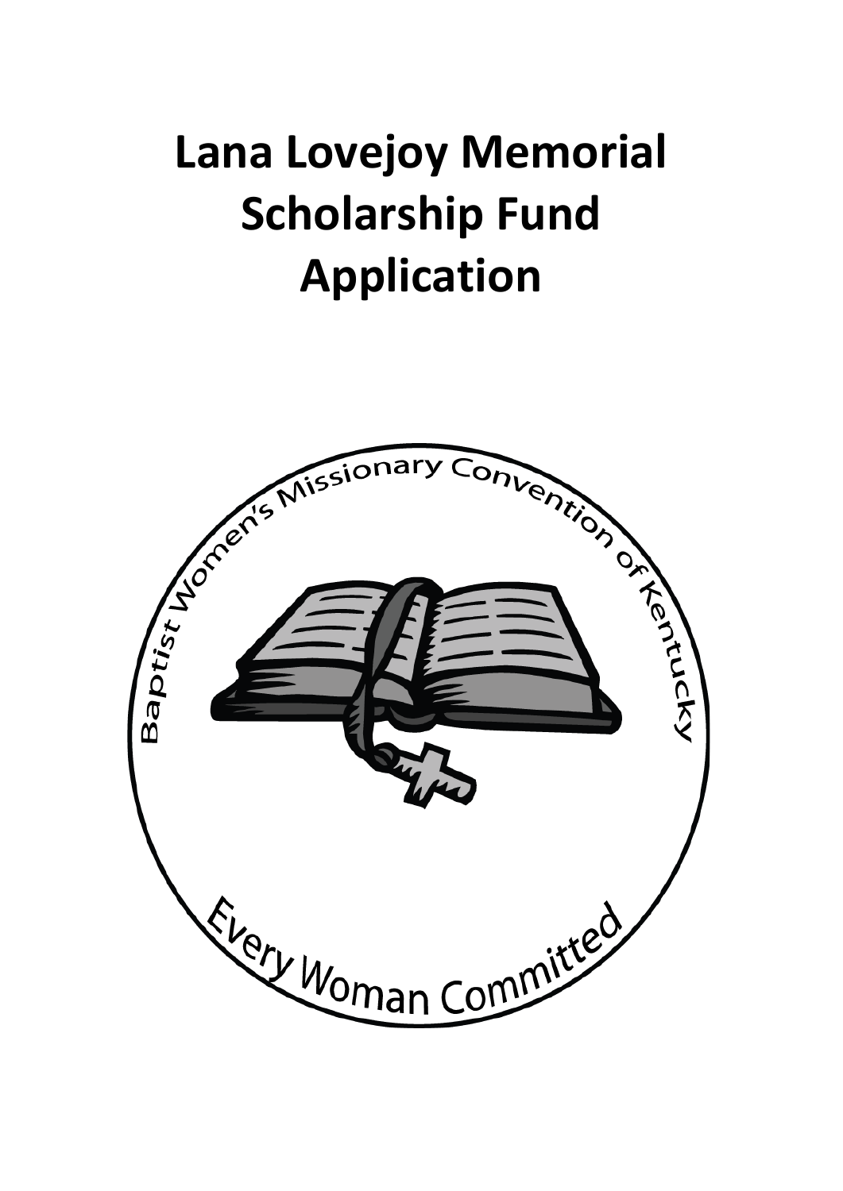# Lana Lovejoy Memorial Scholarship Fund Application

Baptist Women's Missionary Convention of Kentucky

Every Woman Committed